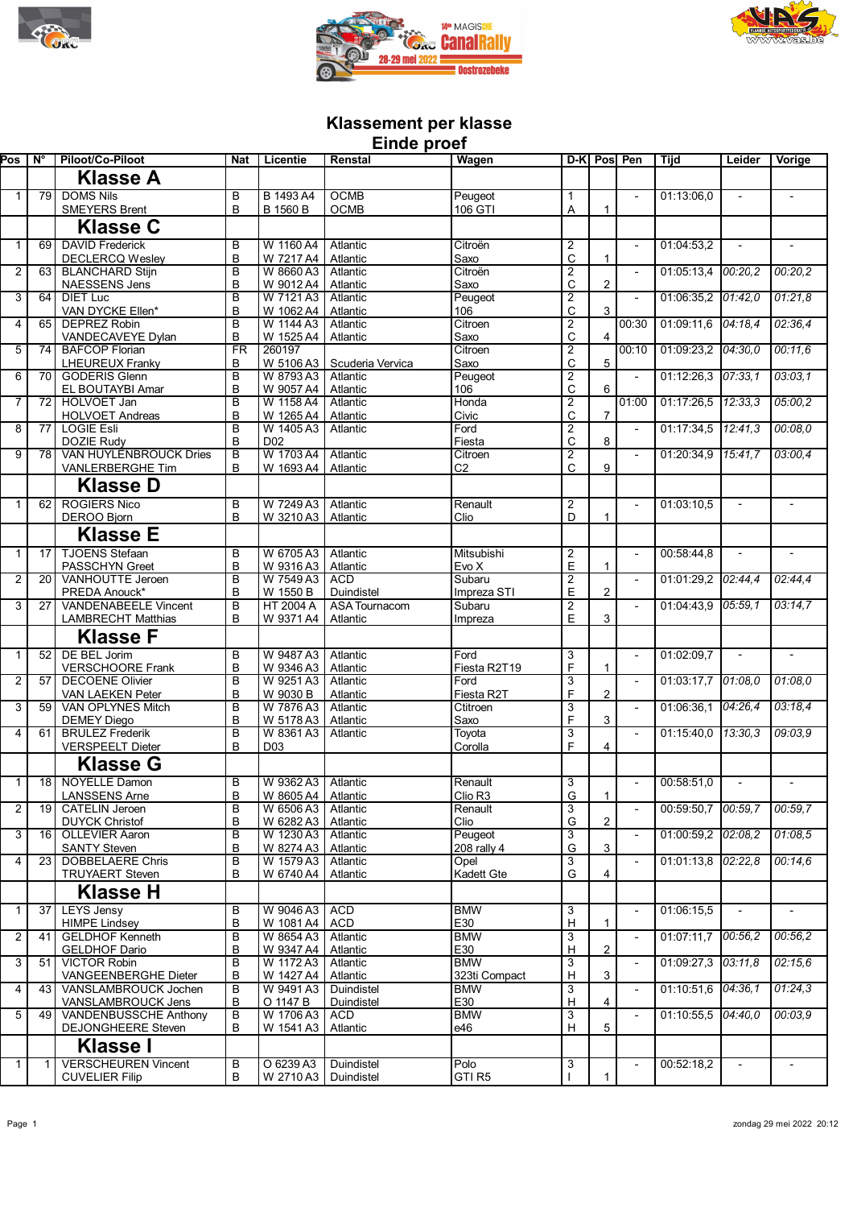## Klassement per klasse

## Einde proef

| Pos | N° | Piloot/Co-Piloot | Nat | Licentie | Renstal | Wagen | D-K | Pos | Pen | Tijd | Leider | Vorige |
|---|---|---|---|---|---|---|---|---|---|---|---|---|
| | | **Klasse A** | | | | | | | | | | |
| 1 | 79 | DOMS Nils<br>SMEYERS Brent | B<br>B | B 1493 A4<br>B 1560 B | OCMB<br>OCMB | Peugeot<br>106 GTI | 1<br>A | 1 | - | 01:13:06,0 | - | - |
| | | **Klasse C** | | | | | | | | | | |
| 1 | 69 | DAVID Frederick<br>DECLERCQ Wesley | B<br>B | W 1160 A4<br>W 7217 A4 | Atlantic<br>Atlantic | Citroën<br>Saxo | 2<br>C | 1 | - | 01:04:53,2 | - | - |
| 2 | 63 | BLANCHARD Stijn<br>NAESSENS Jens | B<br>B | W 8660 A3<br>W 9012 A4 | Atlantic<br>Atlantic | Citroën<br>Saxo | 2<br>C | 2 | - | 01:05:13,4 | *00:20,2* | *00:20,2* |
| 3 | 64 | DIET Luc<br>VAN DYCKE Ellen* | B<br>B | W 7121 A3<br>W 1062 A4 | Atlantic<br>Atlantic | Peugeot<br>106 | 2<br>C | 3 | - | 01:06:35,2 | *01:42,0* | *01:21,8* |
| 4 | 65 | DEPREZ Robin<br>VANDECAVEYE Dylan | B<br>B | W 1144 A3<br>W 1525 A4 | Atlantic<br>Atlantic | Citroen<br>Saxo | 2<br>C | 4 | 00:30 | 01:09:11,6 | *04:18,4* | *02:36,4* |
| 5 | 74 | BAFCOP Florian<br>LHEUREUX Franky | FR<br>B | 260197<br>W 5106 A3 | <br>Scuderia Vervica | Citroen<br>Saxo | 2<br>C | 5 | 00:10 | 01:09:23,2 | *04:30,0* | *00:11,6* |
| 6 | 70 | GODERIS Glenn<br>EL BOUTAYBI Amar | B<br>B | W 8793 A3<br>W 9057 A4 | Atlantic<br>Atlantic | Peugeot<br>106 | 2<br>C | 6 | - | 01:12:26,3 | *07:33,1* | *03:03,1* |
| 7 | 72 | HOLVOET Jan<br>HOLVOET Andreas | B<br>B | W 1158 A4<br>W 1265 A4 | Atlantic<br>Atlantic | Honda<br>Civic | 2<br>C | 7 | 01:00 | 01:17:26,5 | *12:33,3* | *05:00,2* |
| 8 | 77 | LOGIE Esli<br>DOZIE Rudy | B<br>B | W 1405 A3<br>D02 | Atlantic | Ford<br>Fiesta | 2<br>C | 8 | - | 01:17:34,5 | *12:41,3* | *00:08,0* |
| 9 | 78 | VAN HUYLENBROUCK Dries<br>VANLERBERGHE Tim | B<br>B | W 1703 A4<br>W 1693 A4 | Atlantic<br>Atlantic | Citroen<br>C2 | 2<br>C | 9 | - | 01:20:34,9 | *15:41,7* | *03:00,4* |
| | | **Klasse D** | | | | | | | | | | |
| 1 | 62 | ROGIERS Nico<br>DEROO Bjorn | B<br>B | W 7249 A3<br>W 3210 A3 | Atlantic<br>Atlantic | Renault<br>Clio | 2<br>D | 1 | - | 01:03:10,5 | - | - |
| | | **Klasse E** | | | | | | | | | | |
| 1 | 17 | TJOENS Stefaan<br>PASSCHYN Greet | B<br>B | W 6705 A3<br>W 9316 A3 | Atlantic<br>Atlantic | Mitsubishi<br>Evo X | 2<br>E | 1 | - | 00:58:44,8 | - | - |
| 2 | 20 | VANHOUTTE Jeroen<br>PREDA Anouck* | B<br>B | W 7549 A3<br>W 1550 B | ACD<br>Duindistel | Subaru<br>Impreza STI | 2<br>E | 2 | - | 01:01:29,2 | *02:44,4* | *02:44,4* |
| 3 | 27 | VANDENABEELE Vincent<br>LAMBRECHT Matthias | B<br>B | HT 2004 A<br>W 9371 A4 | ASA Tournacom<br>Atlantic | Subaru<br>Impreza | 2<br>E | 3 | - | 01:04:43,9 | *05:59,1* | *03:14,7* |
| | | **Klasse F** | | | | | | | | | | |
| 1 | 52 | DE BEL Jorim<br>VERSCHOORE Frank | B<br>B | W 9487 A3<br>W 9346 A3 | Atlantic<br>Atlantic | Ford<br>Fiesta R2T19 | 3<br>F | 1 | - | 01:02:09,7 | - | - |
| 2 | 57 | DECOENE Olivier<br>VAN LAEKEN Peter | B<br>B | W 9251 A3<br>W 9030 B | Atlantic<br>Atlantic | Ford<br>Fiesta R2T | 3<br>F | 2 | - | 01:03:17,7 | *01:08,0* | *01:08,0* |
| 3 | 59 | VAN OPLYNES Mitch<br>DEMEY Diego | B<br>B | W 7876 A3<br>W 5178 A3 | Atlantic<br>Atlantic | Ctitroen<br>Saxo | 3<br>F | 3 | - | 01:06:36,1 | *04:26,4* | *03:18,4* |
| 4 | 61 | BRULEZ Frederik<br>VERSPEELT Dieter | B<br>B | W 8361 A3<br>D03 | Atlantic | Toyota<br>Corolla | 3<br>F | 4 | - | 01:15:40,0 | *13:30,3* | *09:03,9* |
| | | **Klasse G** | | | | | | | | | | |
| 1 | 18 | NOYELLE Damon<br>LANSSENS Arne | B<br>B | W 9362 A3<br>W 8605 A4 | Atlantic<br>Atlantic | Renault<br>Clio R3 | 3<br>G | 1 | - | 00:58:51,0 | - | - |
| 2 | 19 | CATELIN Jeroen<br>DUYCK Christof | B<br>B | W 6506 A3<br>W 6282 A3 | Atlantic<br>Atlantic | Renault<br>Clio | 3<br>G | 2 | - | 00:59:50,7 | *00:59,7* | *00:59,7* |
| 3 | 16 | OLLEVIER Aaron<br>SANTY Steven | B<br>B | W 1230 A3<br>W 8274 A3 | Atlantic<br>Atlantic | Peugeot<br>208 rally 4 | 3<br>G | 3 | - | 01:00:59,2 | *02:08,2* | *01:08,5* |
| 4 | 23 | DOBBELAERE Chris<br>TRUYAERT Steven | B<br>B | W 1579 A3<br>W 6740 A4 | Atlantic<br>Atlantic | Opel<br>Kadett Gte | 3<br>G | 4 | - | 01:01:13,8 | *02:22,8* | *00:14,6* |
| | | **Klasse H** | | | | | | | | | | |
| 1 | 37 | LEYS Jensy<br>HIMPE Lindsey | B<br>B | W 9046 A3<br>W 1081 A4 | ACD<br>ACD | BMW<br>E30 | 3<br>H | 1 | - | 01:06:15,5 | - | - |
| 2 | 41 | GELDHOF Kenneth<br>GELDHOF Dario | B<br>B | W 8654 A3<br>W 9347 A4 | Atlantic<br>Atlantic | BMW<br>E30 | 3<br>H | 2 | - | 01:07:11,7 | *00:56,2* | *00:56,2* |
| 3 | 51 | VICTOR Robin<br>VANGEENBERGHE Dieter | B<br>B | W 1172 A3<br>W 1427 A4 | Atlantic<br>Atlantic | BMW<br>323ti Compact | 3<br>H | 3 | - | 01:09:27,3 | *03:11,8* | *02:15,6* |
| 4 | 43 | VANSLAMBROUCK Jochen<br>VANSLAMBROUCK Jens | B<br>B | W 9491 A3<br>O 1147 B | Duindistel<br>Duindistel | BMW<br>E30 | 3<br>H | 4 | - | 01:10:51,6 | *04:36,1* | *01:24,3* |
| 5 | 49 | VANDENBUSSCHE Anthony<br>DEJONGHEERE Steven | B<br>B | W 1706 A3<br>W 1541 A3 | ACD<br>Atlantic | BMW<br>e46 | 3<br>H | 5 | - | 01:10:55,5 | *04:40,0* | *00:03,9* |
| | | **Klasse I** | | | | | | | | | | |
| 1 | 1 | VERSCHEUREN Vincent<br>CUVELIER Filip | B<br>B | O 6239 A3<br>W 2710 A3 | Duindistel<br>Duindistel | Polo<br>GTI R5 | 3<br>I | 1 | - | 00:52:18,2 | - | - |

zondag 29 mei 2022 20:12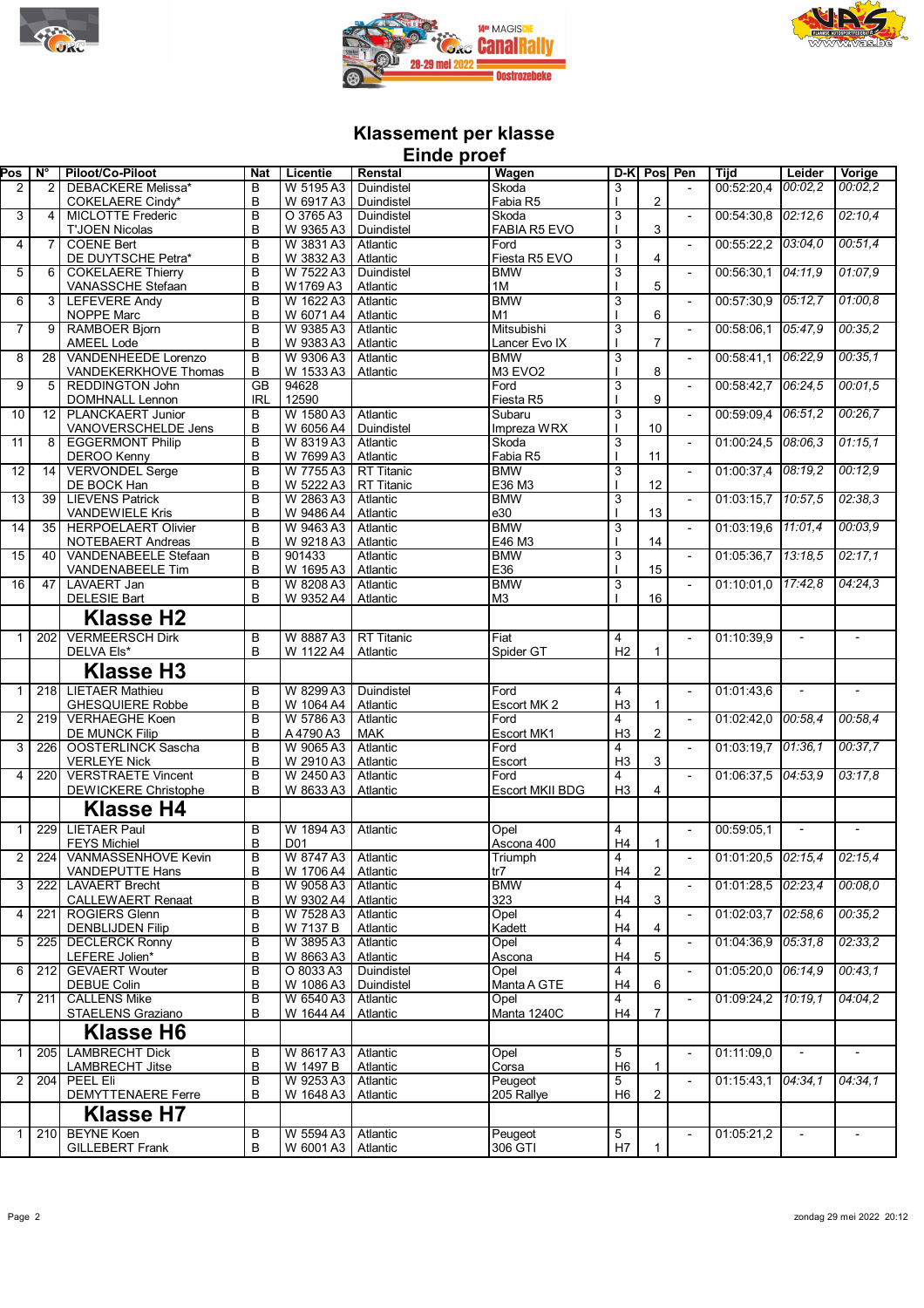# Klassement per klasse
## Einde proef

| Pos | N° | Piloot/Co-Piloot | Nat | Licentie | Renstal | Wagen | D-K | Pos | Pen | Tijd | Leider | Vorige |
|---|---|---|---|---|---|---|---|---|---|---|---|---|
| 2 | 2 | DEBACKERE Melissa*<br>COKELAERE Cindy* | B<br>B | W 5195 A3<br>W 6917 A3 | Duindistel<br>Duindistel | Skoda<br>Fabia R5 | 3<br>I | 2 | - | 00:52:20,4 | *00:02,2* | *00:02,2* |
| 3 | 4 | MICLOTTE Frederic<br>T'JOEN Nicolas | B<br>B | O 3765 A3<br>W 9365 A3 | Duindistel<br>Duindistel | Skoda<br>FABIA R5 EVO | 3<br>I | 3 | - | 00:54:30,8 | *02:12,6* | *02:10,4* |
| 4 | 7 | COENE Bert<br>DE DUYTSCHE Petra* | B<br>B | W 3831 A3<br>W 3832 A3 | Atlantic<br>Atlantic | Ford<br>Fiesta R5 EVO | 3<br>I | 4 | - | 00:55:22,2 | *03:04,0* | *00:51,4* |
| 5 | 6 | COKELAERE Thierry<br>VANASSCHE Stefaan | B<br>B | W 7522 A3<br>W1769 A3 | Duindistel<br>Atlantic | BMW<br>1M | 3<br>I | 5 | - | 00:56:30,1 | *04:11,9* | *01:07,9* |
| 6 | 3 | LEFEVERE Andy<br>NOPPE Marc | B<br>B | W 1622 A3<br>W 6071 A4 | Atlantic<br>Atlantic | BMW<br>M1 | 3<br>I | 6 | - | 00:57:30,9 | *05:12,7* | *01:00,8* |
| 7 | 9 | RAMBOER Bjorn<br>AMEEL Lode | B<br>B | W 9385 A3<br>W 9383 A3 | Atlantic<br>Atlantic | Mitsubishi<br>Lancer Evo IX | 3<br>I | 7 | - | 00:58:06,1 | *05:47,9* | *00:35,2* |
| 8 | 28 | VANDENHEEDE Lorenzo<br>VANDEKERKHOVE Thomas | B<br>B | W 9306 A3<br>W 1533 A3 | Atlantic<br>Atlantic | BMW<br>M3 EVO2 | 3<br>I | 8 | - | 00:58:41,1 | *06:22,9* | *00:35,1* |
| 9 | 5 | REDDINGTON John<br>DOMHNALL Lennon | GB<br>IRL | 94628<br>12590 | | Ford<br>Fiesta R5 | 3<br>I | 9 | - | 00:58:42,7 | *06:24,5* | *00:01,5* |
| 10 | 12 | PLANCKAERT Junior<br>VANOVERSCHELDE Jens | B<br>B | W 1580 A3<br>W 6056 A4 | Atlantic<br>Duindistel | Subaru<br>Impreza WRX | 3<br>I | 10 | - | 00:59:09,4 | *06:51,2* | *00:26,7* |
| 11 | 8 | EGGERMONT Philip<br>DEROO Kenny | B<br>B | W 8319 A3<br>W 7699 A3 | Atlantic<br>Atlantic | Skoda<br>Fabia R5 | 3<br>I | 11 | - | 01:00:24,5 | *08:06,3* | *01:15,1* |
| 12 | 14 | VERVONDEL Serge<br>DE BOCK Han | B<br>B | W 7755 A3<br>W 5222 A3 | RT Titanic<br>RT Titanic | BMW<br>E36 M3 | 3<br>I | 12 | - | 01:00:37,4 | *08:19,2* | *00:12,9* |
| 13 | 39 | LIEVENS Patrick<br>VANDEWIELE Kris | B<br>B | W 2863 A3<br>W 9486 A4 | Atlantic<br>Atlantic | BMW<br>e30 | 3<br>I | 13 | - | 01:03:15,7 | *10:57,5* | *02:38,3* |
| 14 | 35 | HERPOELAERT Olivier<br>NOTEBAERT Andreas | B<br>B | W 9463 A3<br>W 9218 A3 | Atlantic<br>Atlantic | BMW<br>E46 M3 | 3<br>I | 14 | - | 01:03:19,6 | *11:01,4* | *00:03,9* |
| 15 | 40 | VANDENABEELE Stefaan<br>VANDENABEELE Tim | B<br>B | 901433<br>W 1695 A3 | Atlantic<br>Atlantic | BMW<br>E36 | 3<br>I | 15 | - | 01:05:36,7 | *13:18,5* | *02:17,1* |
| 16 | 47 | LAVAERT Jan<br>DELESIE Bart | B<br>B | W 8208 A3<br>W 9352 A4 | Atlantic<br>Atlantic | BMW<br>M3 | 3<br>I | 16 | - | 01:10:01,0 | *17:42,8* | *04:24,3* |
| | | **Klasse H2** | | | | | | | | | | |
| 1 | 202 | VERMEERSCH Dirk<br>DELVA Els* | B<br>B | W 8887 A3<br>W 1122 A4 | RT Titanic<br>Atlantic | Fiat<br>Spider GT | 4<br>H2 | 1 | - | 01:10:39,9 | - | - |
| | | **Klasse H3** | | | | | | | | | | |
| 1 | 218 | LIETAER Mathieu<br>GHESQUIERE Robbe | B<br>B | W 8299 A3<br>W 1064 A4 | Duindistel<br>Atlantic | Ford<br>Escort MK 2 | 4<br>H3 | 1 | - | 01:01:43,6 | - | - |
| 2 | 219 | VERHAEGHE Koen<br>DE MUNCK Filip | B<br>B | W 5786 A3<br>A 4790 A3 | Atlantic<br>MAK | Ford<br>Escort MK1 | 4<br>H3 | 2 | - | 01:02:42,0 | *00:58,4* | *00:58,4* |
| 3 | 226 | OOSTERLINCK Sascha<br>VERLEYE Nick | B<br>B | W 9065 A3<br>W 2910 A3 | Atlantic<br>Atlantic | Ford<br>Escort | 4<br>H3 | 3 | - | 01:03:19,7 | *01:36,1* | *00:37,7* |
| 4 | 220 | VERSTRAETE Vincent<br>DEWICKERE Christophe | B<br>B | W 2450 A3<br>W 8633 A3 | Atlantic<br>Atlantic | Ford<br>Escort MKII BDG | 4<br>H3 | 4 | - | 01:06:37,5 | *04:53,9* | *03:17,8* |
| | | **Klasse H4** | | | | | | | | | | |
| 1 | 229 | LIETAER Paul<br>FEYS Michiel | B<br>B | W 1894 A3<br>D01 | Atlantic | Opel<br>Ascona 400 | 4<br>H4 | 1 | - | 00:59:05,1 | - | - |
| 2 | 224 | VANMASSENHOVE Kevin<br>VANDEPUTTE Hans | B<br>B | W 8747 A3<br>W 1706 A4 | Atlantic<br>Atlantic | Triumph<br>tr7 | 4<br>H4 | 2 | - | 01:01:20,5 | *02:15,4* | *02:15,4* |
| 3 | 222 | LAVAERT Brecht<br>CALLEWAERT Renaat | B<br>B | W 9058 A3<br>W 9302 A4 | Atlantic<br>Atlantic | BMW<br>323 | 4<br>H4 | 3 | - | 01:01:28,5 | *02:23,4* | *00:08,0* |
| 4 | 221 | ROGIERS Glenn<br>DENBLIJDEN Filip | B<br>B | W 7528 A3<br>W 7137 B | Atlantic<br>Atlantic | Opel<br>Kadett | 4<br>H4 | 4 | - | 01:02:03,7 | *02:58,6* | *00:35,2* |
| 5 | 225 | DECLERCK Ronny<br>LEFERE Jolien* | B<br>B | W 3895 A3<br>W 8663 A3 | Atlantic<br>Atlantic | Opel<br>Ascona | 4<br>H4 | 5 | - | 01:04:36,9 | *05:31,8* | *02:33,2* |
| 6 | 212 | GEVAERT Wouter<br>DEBUE Colin | B<br>B | O 8033 A3<br>W 1086 A3 | Duindistel<br>Duindistel | Opel<br>Manta A GTE | 4<br>H4 | 6 | - | 01:05:20,0 | *06:14,9* | *00:43,1* |
| 7 | 211 | CALLENS Mike<br>STAELENS Graziano | B<br>B | W 6540 A3<br>W 1644 A4 | Atlantic<br>Atlantic | Opel<br>Manta 1240C | 4<br>H4 | 7 | - | 01:09:24,2 | *10:19,1* | *04:04,2* |
| | | **Klasse H6** | | | | | | | | | | |
| 1 | 205 | LAMBRECHT Dick<br>LAMBRECHT Jitse | B<br>B | W 8617 A3<br>W 1497 B | Atlantic<br>Atlantic | Opel<br>Corsa | 5<br>H6 | 1 | - | 01:11:09,0 | - | - |
| 2 | 204 | PEEL Eli<br>DEMYTTENAERE Ferre | B<br>B | W 9253 A3<br>W 1648 A3 | Atlantic<br>Atlantic | Peugeot<br>205 Rallye | 5<br>H6 | 2 | - | 01:15:43,1 | *04:34,1* | *04:34,1* |
| | | **Klasse H7** | | | | | | | | | | |
| 1 | 210 | BEYNE Koen<br>GILLEBERT Frank | B<br>B | W 5594 A3<br>W 6001 A3 | Atlantic<br>Atlantic | Peugeot<br>306 GTI | 5<br>H7 | 1 | - | 01:05:21,2 | - | - |

zondag 29 mei 2022 20:12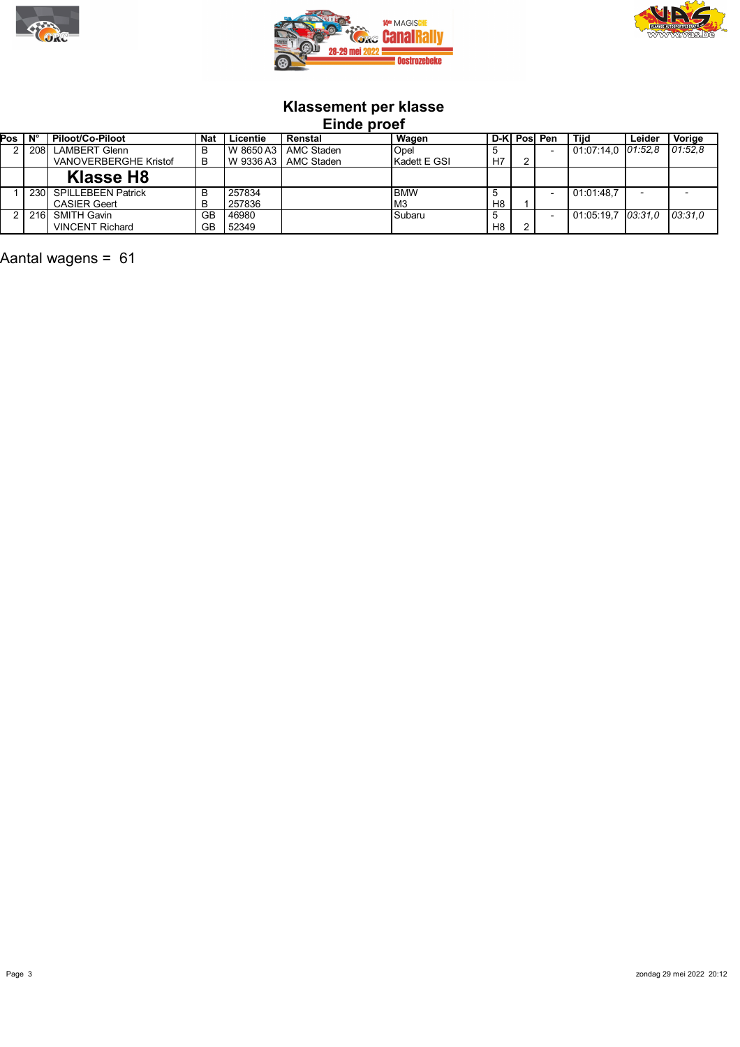# Klassement per klasse
## Einde proef

| Pos | N° | Piloot/Co-Piloot | Nat | Licentie | Renstal | Wagen | D-K | Pos | Pen | Tijd | Leider | Vorige |
|---|---|---|---|---|---|---|---|---|---|---|---|---|
| 2 | 208 | LAMBERT Glenn<br>VANOVERBERGHE Kristof | B<br>B | W 8650 A3<br>W 9336 A3 | AMC Staden<br>AMC Staden | Opel<br>Kadett E GSI | 5<br>H7 | 2 | - | 01:07:14,0 | *01:52,8* | *01:52,8* |
| | | **Klasse H8** | | | | | | | | | | |
| 1 | 230 | SPILLEBEEN Patrick<br>CASIER Geert | B<br>B | 257834<br>257836 | | BMW<br>M3 | 5<br>H8 | 1 | - | 01:01:48,7 | - | - |
| 2 | 216 | SMITH Gavin<br>VINCENT Richard | GB<br>GB | 46980<br>52349 | | Subaru | 5<br>H8 | 2 | - | 01:05:19,7 | *03:31,0* | *03:31,0* |

Aantal wagens = 61

zondag 29 mei 2022 20:12